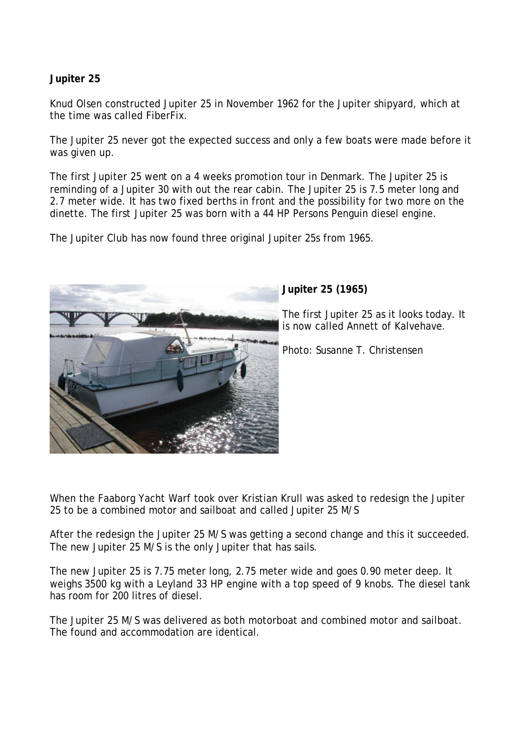**Jupiter 25**

Knud Olsen constructed Jupiter 25 in November 1962 for the Jupiter shipyard, which at the time was called FiberFix.

The Jupiter 25 never got the expected success and only a few boats were made before it was given up.

The first Jupiter 25 went on a 4 weeks promotion tour in Denmark. The Jupiter 25 is reminding of a Jupiter 30 with out the rear cabin. The Jupiter 25 is 7.5 meter long and 2.7 meter wide. It has two fixed berths in front and the possibility for two more on the dinette. The first Jupiter 25 was born with a 44 HP Persons Penguin diesel engine.

The Jupiter Club has now found three original Jupiter 25s from 1965.

**Jupiter 25 (1965)**

The first Jupiter 25 as it looks today. It is now called Annett of Kalvehave.

Photo: Susanne T. Christensen

When the Faaborg Yacht Warf took over Kristian Krull was asked to redesign the Jupiter 25 to be a combined motor and sailboat and called Jupiter 25 M/S

After the redesign the Jupiter 25 M/S was getting a second change and this it succeeded. The new Jupiter 25 M/S is the only Jupiter that has sails.

The new Jupiter 25 is 7.75 meter long, 2.75 meter wide and goes 0.90 meter deep. It weighs 3500 kg with a Leyland 33 HP engine with a top speed of 9 knobs. The diesel tank has room for 200 litres of diesel.

The Jupiter 25 M/S was delivered as both motorboat and combined motor and sailboat. The found and accommodation are identical.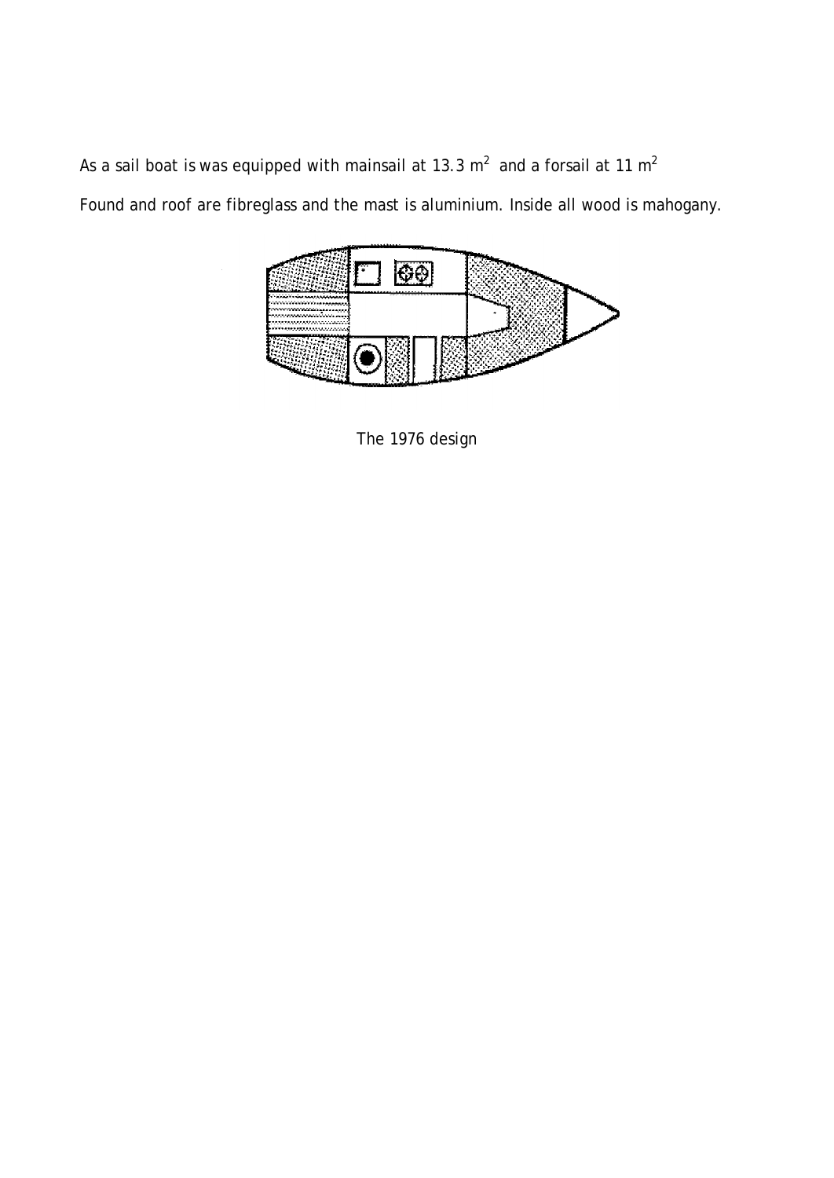As a sail boat is was equipped with mainsail at 13.3 $m^2$ and a forsail at 11 $m^2$

Found and roof are fibreglass and the mast is aluminium. Inside all wood is mahogany.

The 1976 design